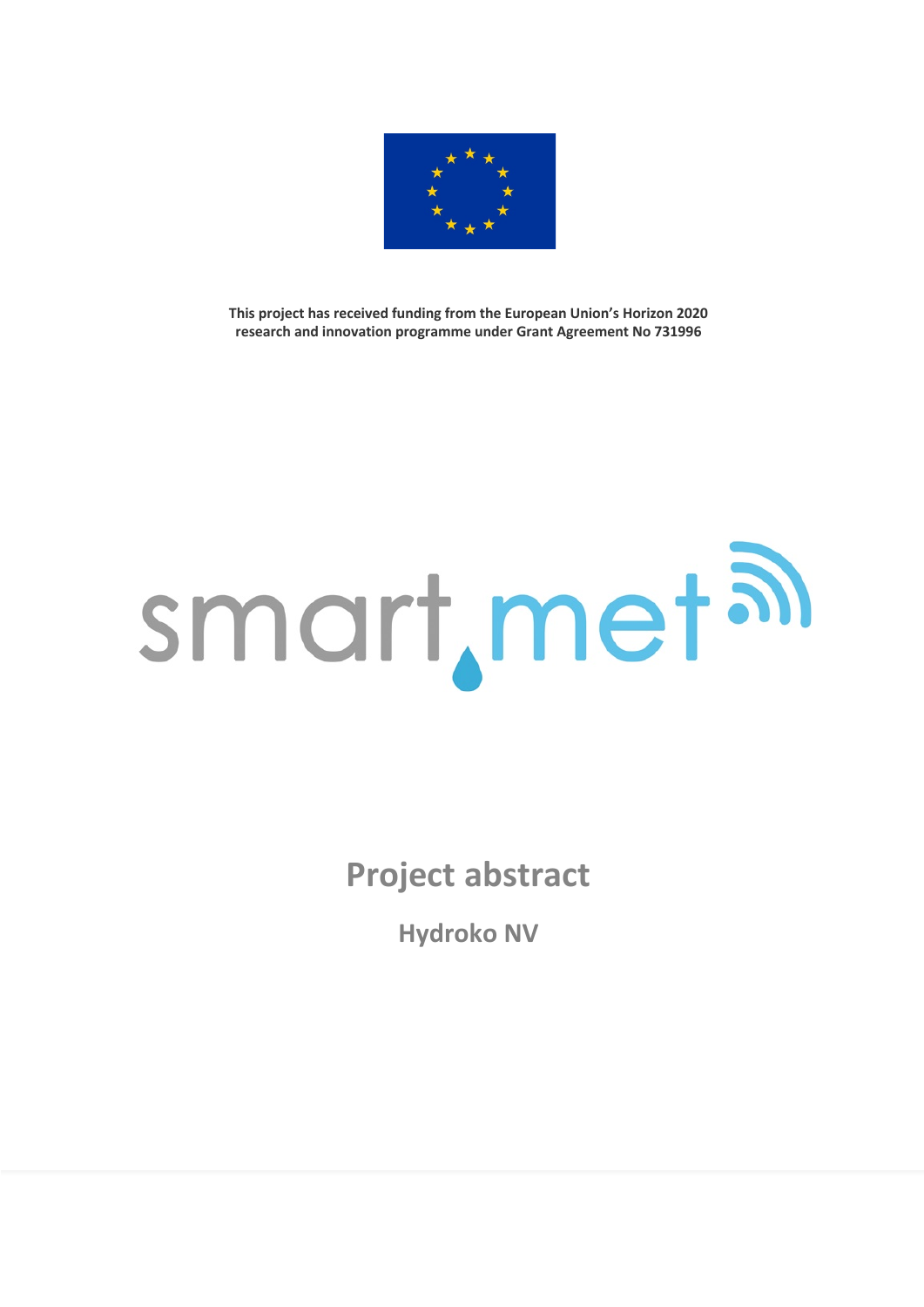**This project has received funding from the European Union's Horizon 2020 research and innovation programme under Grant Agreement No 731996**

smart.met

# Project abstract

## Hydroko NV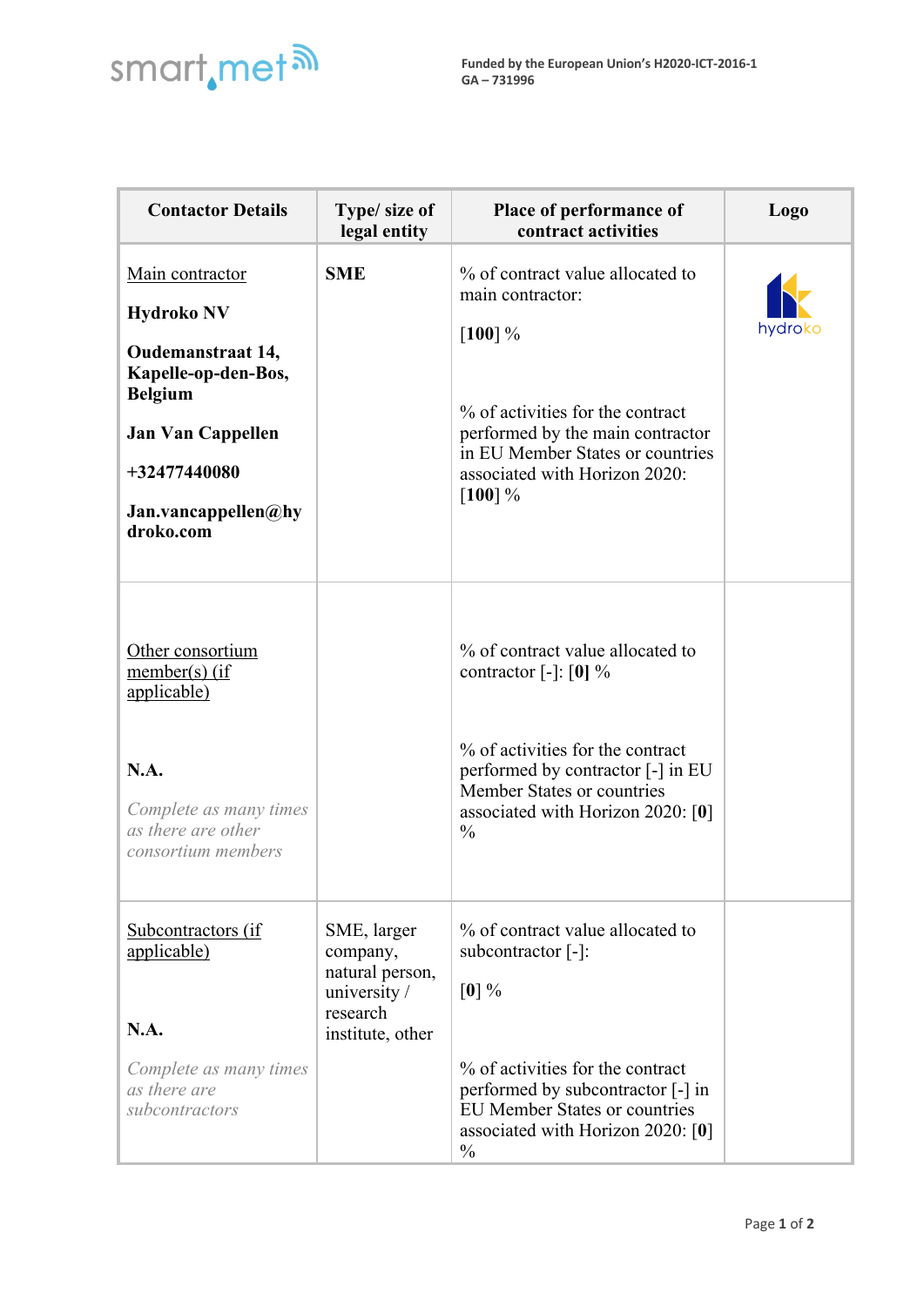| Contactor Details | Type/ size of legal entity | Place of performance of contract activities | Logo |
|---|---|---|---|
| Main contractor<br><br>**Hydroko NV**<br><br>**Oudemanstraat 14, Kapelle-op-den-Bos, Belgium**<br><br>**Jan Van Cappellen**<br><br>**+32477440080**<br><br>**Jan.vancappellen@hydroko.com** | **SME** | % of contract value allocated to main contractor:<br><br>[**100**] %<br><br>% of activities for the contract performed by the main contractor in EU Member States or countries associated with Horizon 2020: [**100**] % | hydroko |
| Other consortium member(s) (if applicable)<br><br>**N.A.**<br><br>*Complete as many times as there other consortium members* | | % of contract value allocated to contractor [-]: [**0**] %<br><br>% of activities for the contract performed by contractor [-] in EU Member States or countries associated with Horizon 2020: [**0**] % | |
| Subcontractors (if applicable)<br><br>**N.A.**<br><br>*Complete as many times as there are subcontractors* | SME, larger company, natural person, university / research institute, other | % of contract value allocated to subcontractor [-]:<br><br>[**0**] %<br><br>% of activities for the contract performed by subcontractor [-] in EU Member States or countries associated with Horizon 2020: [**0**] % | |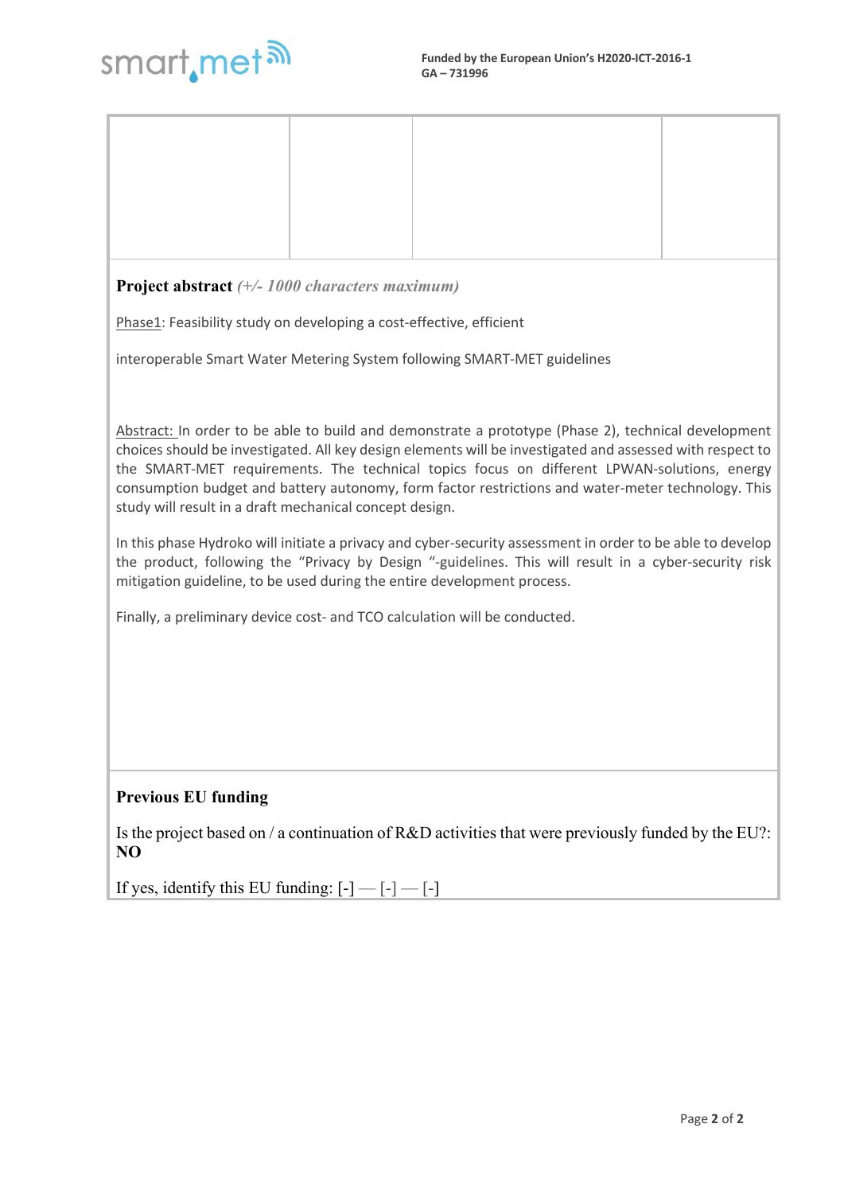| | | | |
|---|---|---|---|
| | | | |

**Project abstract** *(+/- 1000 characters maximum)*

Phase1: Feasibility study on developing a cost-effective, efficient

interoperable Smart Water Metering System following SMART-MET guidelines

Abstract: In order to be able to build and demonstrate a prototype (Phase 2), technical development choices should be investigated. All key design elements will be investigated and assessed with respect to the SMART-MET requirements. The technical topics focus on different LPWAN-solutions, energy consumption budget and battery autonomy, form factor restrictions and water-meter technology. This study will result in a draft mechanical concept design.

In this phase Hydroko will initiate a privacy and cyber-security assessment in order to be able to develop the product, following the "Privacy by Design "-guidelines. This will result in a cyber-security risk mitigation guideline, to be used during the entire development process.

Finally, a preliminary device cost- and TCO calculation will be conducted.

**Previous EU funding**

Is the project based on / a continuation of R&D activities that were previously funded by the EU?: **NO**

If yes, identify this EU funding: [-] — [-] — [-]